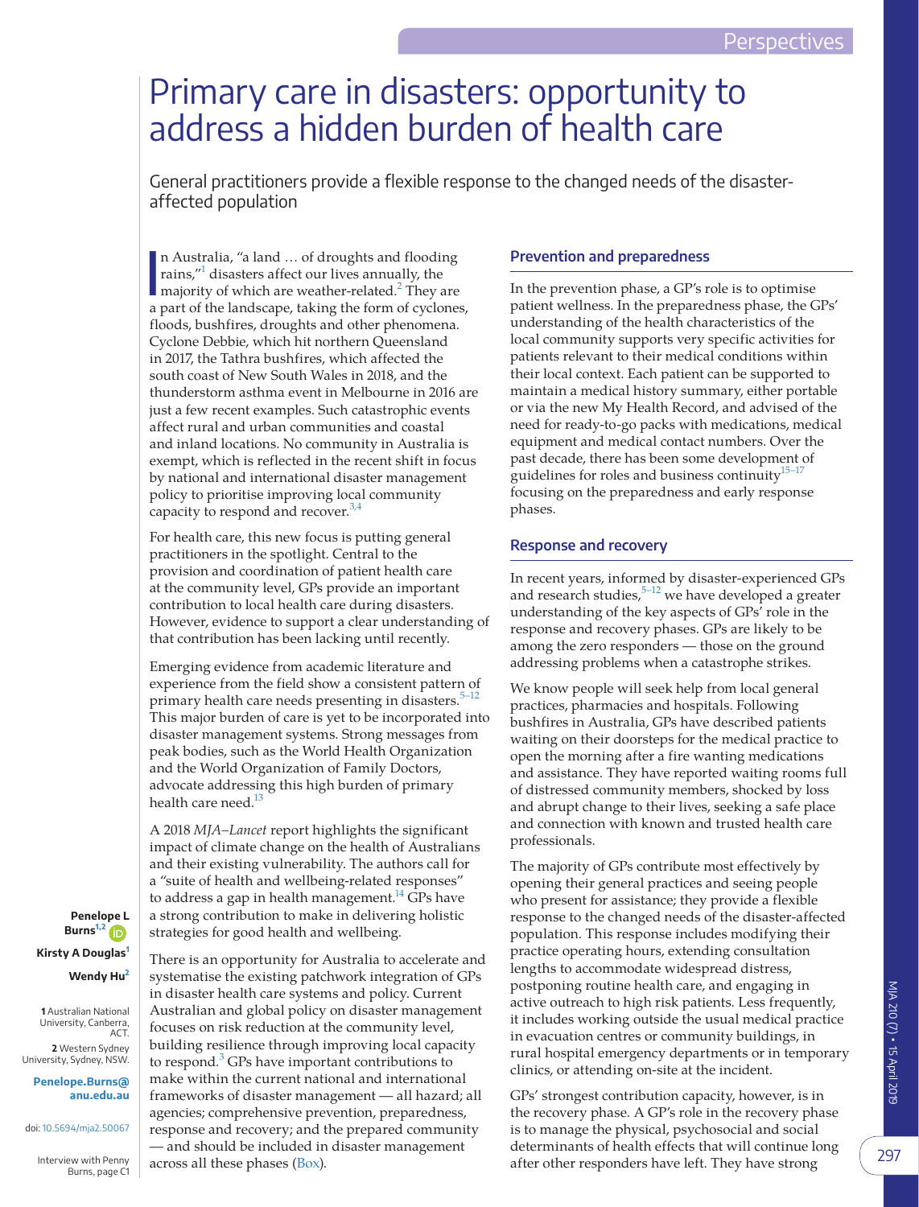Perspectives

# Primary care in disasters: opportunity to address a hidden burden of health care

General practitioners provide a flexible response to the changed needs of the disaster-affected population

Penelope L Burns[1,2]

Kirsty A Douglas[1]

Wendy Hu[2]

**1** Australian National University, Canberra, ACT.

**2** Western Sydney University, Sydney, NSW.

**Penelope.Burns@anu.edu.au**

doi: 10.5694/mja2.50067

Interview with Penny Burns, page C1

In Australia, "a land … of droughts and flooding rains,"[1] disasters affect our lives annually, the majority of which are weather-related.[2] They are a part of the landscape, taking the form of cyclones, floods, bushfires, droughts and other phenomena. Cyclone Debbie, which hit northern Queensland in 2017, the Tathra bushfires, which affected the south coast of New South Wales in 2018, and the thunderstorm asthma event in Melbourne in 2016 are just a few recent examples. Such catastrophic events affect rural and urban communities and coastal and inland locations. No community in Australia is exempt, which is reflected in the recent shift in focus by national and international disaster management policy to prioritise improving local community capacity to respond and recover.[3,4]

For health care, this new focus is putting general practitioners in the spotlight. Central to the provision and coordination of patient health care at the community level, GPs provide an important contribution to local health care during disasters. However, evidence to support a clear understanding of that contribution has been lacking until recently.

Emerging evidence from academic literature and experience from the field show a consistent pattern of primary health care needs presenting in disasters.[5–12] This major burden of care is yet to be incorporated into disaster management systems. Strong messages from peak bodies, such as the World Health Organization and the World Organization of Family Doctors, advocate addressing this high burden of primary health care need.[13]

A 2018 *MJA–Lancet* report highlights the significant impact of climate change on the health of Australians and their existing vulnerability. The authors call for a "suite of health and wellbeing-related responses" to address a gap in health management.[14] GPs have a strong contribution to make in delivering holistic strategies for good health and wellbeing.

There is an opportunity for Australia to accelerate and systematise the existing patchwork integration of GPs in disaster health care systems and policy. Current Australian and global policy on disaster management focuses on risk reduction at the community level, building resilience through improving local capacity to respond.[3] GPs have important contributions to make within the current national and international frameworks of disaster management — all hazard; all agencies; comprehensive prevention, preparedness, response and recovery; and the prepared community — and should be included in disaster management across all these phases (Box).

## Prevention and preparedness

In the prevention phase, a GP's role is to optimise patient wellness. In the preparedness phase, the GPs' understanding of the health characteristics of the local community supports very specific activities for patients relevant to their medical conditions within their local context. Each patient can be supported to maintain a medical history summary, either portable or via the new My Health Record, and advised of the need for ready-to-go packs with medications, medical equipment and medical contact numbers. Over the past decade, there has been some development of guidelines for roles and business continuity[15–17] focusing on the preparedness and early response phases.

## Response and recovery

In recent years, informed by disaster-experienced GPs and research studies,[5–12] we have developed a greater understanding of the key aspects of GPs' role in the response and recovery phases. GPs are likely to be among the zero responders — those on the ground addressing problems when a catastrophe strikes.

We know people will seek help from local general practices, pharmacies and hospitals. Following bushfires in Australia, GPs have described patients waiting on their doorsteps for the medical practice to open the morning after a fire wanting medications and assistance. They have reported waiting rooms full of distressed community members, shocked by loss and abrupt change to their lives, seeking a safe place and connection with known and trusted health care professionals.

The majority of GPs contribute most effectively by opening their general practices and seeing people who present for assistance; they provide a flexible response to the changed needs of the disaster-affected population. This response includes modifying their practice operating hours, extending consultation lengths to accommodate widespread distress, postponing routine health care, and engaging in active outreach to high risk patients. Less frequently, it includes working outside the usual medical practice in evacuation centres or community buildings, in rural hospital emergency departments or in temporary clinics, or attending on-site at the incident.

GPs' strongest contribution capacity, however, is in the recovery phase. A GP's role in the recovery phase is to manage the physical, psychosocial and social determinants of health effects that will continue long after other responders have left. They have strong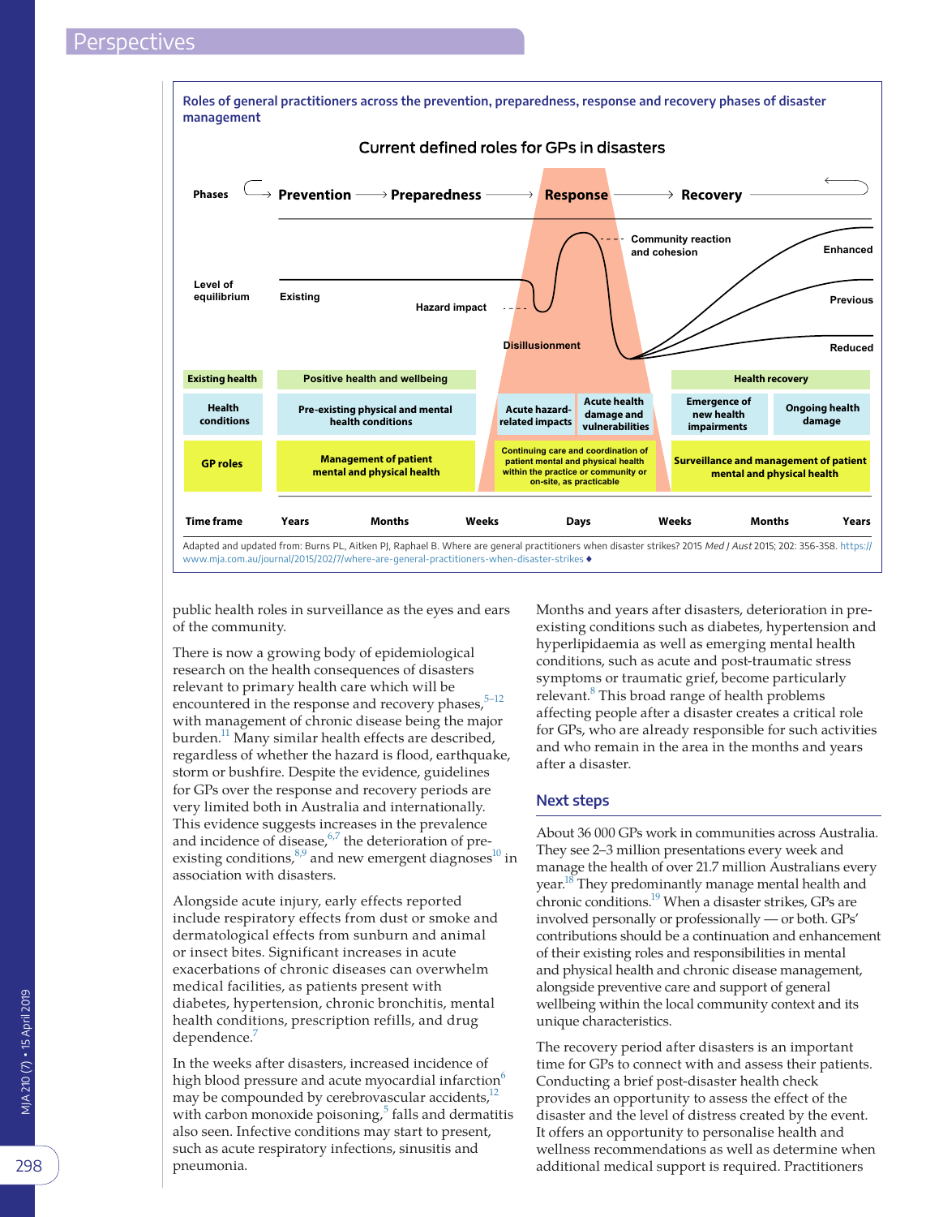**Roles of general practitioners across the prevention, preparedness, response and recovery phases of disaster management**

Current defined roles for GPs in disasters

| Phases | Prevention | Preparedness | Response | | Recovery | |
|---|---|---|---|---|---|---|
| Existing health | Positive health and wellbeing | | | | Health recovery | |
| Health conditions | Pre-existing physical and mental health conditions | | Acute hazard-related impacts | Acute health damage and vulnerabilities | Emergence of new health impairments | Ongoing health damage |
| GP roles | Management of patient mental and physical health | | Continuing care and coordination of patient mental and physical health within the practice or community or on-site, as practicable | | Surveillance and management of patient mental and physical health | |
| Time frame | Years | Months | Weeks | Days | Weeks | Months / Years |

Level of equilibrium: Existing; Hazard impact; Community reaction and cohesion; Disillusionment; Enhanced; Previous; Reduced

Adapted and updated from: Burns PL, Aitken PJ, Raphael B. Where are general practitioners when disaster strikes? 2015 *Med J Aust* 2015; 202: 356-358. https://www.mja.com.au/journal/2015/202/7/where-are-general-practitioners-when-disaster-strikes ♦

public health roles in surveillance as the eyes and ears of the community.

There is now a growing body of epidemiological research on the health consequences of disasters relevant to primary health care which will be encountered in the response and recovery phases,[5–12] with management of chronic disease being the major burden.[11] Many similar health effects are described, regardless of whether the hazard is flood, earthquake, storm or bushfire. Despite the evidence, guidelines for GPs over the response and recovery periods are very limited both in Australia and internationally. This evidence suggests increases in the prevalence and incidence of disease,[6,7] the deterioration of pre-existing conditions,[8,9] and new emergent diagnoses[10] in association with disasters.

Alongside acute injury, early effects reported include respiratory effects from dust or smoke and dermatological effects from sunburn and animal or insect bites. Significant increases in acute exacerbations of chronic diseases can overwhelm medical facilities, as patients present with diabetes, hypertension, chronic bronchitis, mental health conditions, prescription refills, and drug dependence.[7]

In the weeks after disasters, increased incidence of high blood pressure and acute myocardial infarction[6] may be compounded by cerebrovascular accidents,[12] with carbon monoxide poisoning,[5] falls and dermatitis also seen. Infective conditions may start to present, such as acute respiratory infections, sinusitis and pneumonia.

Months and years after disasters, deterioration in pre-existing conditions such as diabetes, hypertension and hyperlipidaemia as well as emerging mental health conditions, such as acute and post-traumatic stress symptoms or traumatic grief, become particularly relevant.[8] This broad range of health problems affecting people after a disaster creates a critical role for GPs, who are already responsible for such activities and who remain in the area in the months and years after a disaster.

## Next steps

About 36 000 GPs work in communities across Australia. They see 2–3 million presentations every week and manage the health of over 21.7 million Australians every year.[18] They predominantly manage mental health and chronic conditions.[19] When a disaster strikes, GPs are involved personally or professionally — or both. GPs' contributions should be a continuation and enhancement of their existing roles and responsibilities in mental and physical health and chronic disease management, alongside preventive care and support of general wellbeing within the local community context and its unique characteristics.

The recovery period after disasters is an important time for GPs to connect with and assess their patients. Conducting a brief post-disaster health check provides an opportunity to assess the effect of the disaster and the level of distress created by the event. It offers an opportunity to personalise health and wellness recommendations as well as determine when additional medical support is required. Practitioners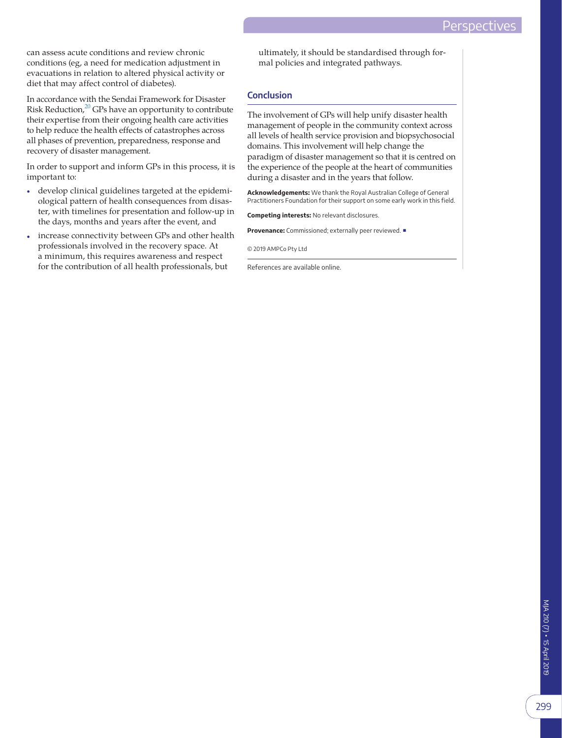can assess acute conditions and review chronic conditions (eg, a need for medication adjustment in evacuations in relation to altered physical activity or diet that may affect control of diabetes).

In accordance with the Sendai Framework for Disaster Risk Reduction,[20] GPs have an opportunity to contribute their expertise from their ongoing health care activities to help reduce the health effects of catastrophes across all phases of prevention, preparedness, response and recovery of disaster management.

In order to support and inform GPs in this process, it is important to:

- develop clinical guidelines targeted at the epidemiological pattern of health consequences from disaster, with timelines for presentation and follow-up in the days, months and years after the event, and
- increase connectivity between GPs and other health professionals involved in the recovery space. At a minimum, this requires awareness and respect for the contribution of all health professionals, but ultimately, it should be standardised through formal policies and integrated pathways.

## Conclusion

The involvement of GPs will help unify disaster health management of people in the community context across all levels of health service provision and biopsychosocial domains. This involvement will help change the paradigm of disaster management so that it is centred on the experience of the people at the heart of communities during a disaster and in the years that follow.

**Acknowledgements:** We thank the Royal Australian College of General Practitioners Foundation for their support on some early work in this field.

**Competing interests:** No relevant disclosures.

**Provenance:** Commissioned; externally peer reviewed. ■

© 2019 AMPCo Pty Ltd

References are available online.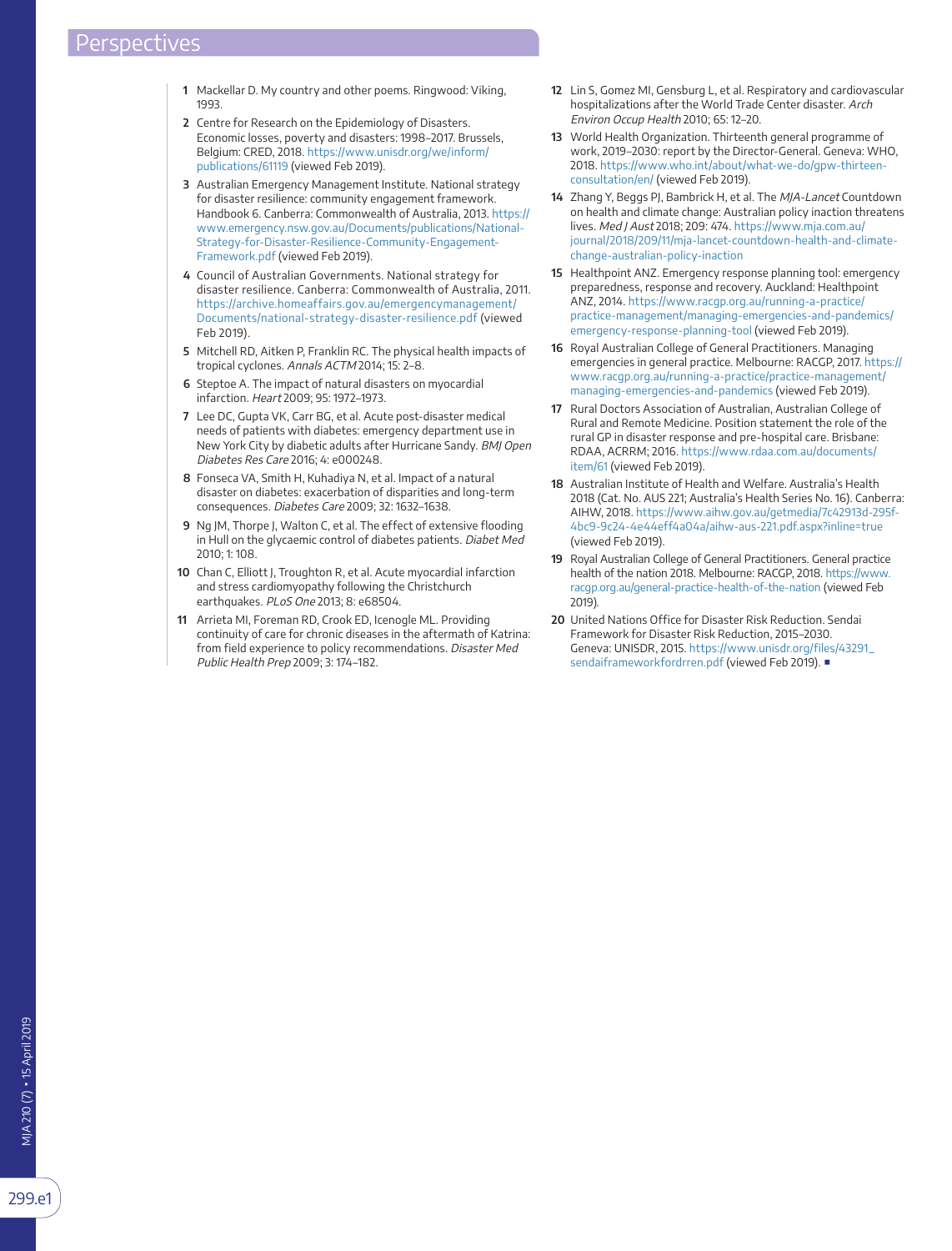1 Mackellar D. My country and other poems. Ringwood: Viking, 1993.

2 Centre for Research on the Epidemiology of Disasters. Economic losses, poverty and disasters: 1998–2017. Brussels, Belgium: CRED, 2018. https://www.unisdr.org/we/inform/publications/61119 (viewed Feb 2019).

3 Australian Emergency Management Institute. National strategy for disaster resilience: community engagement framework. Handbook 6. Canberra: Commonwealth of Australia, 2013. https://www.emergency.nsw.gov.au/Documents/publications/National-Strategy-for-Disaster-Resilience-Community-Engagement-Framework.pdf (viewed Feb 2019).

4 Council of Australian Governments. National strategy for disaster resilience. Canberra: Commonwealth of Australia, 2011. https://archive.homeaffairs.gov.au/emergencymanagement/Documents/national-strategy-disaster-resilience.pdf (viewed Feb 2019).

5 Mitchell RD, Aitken P, Franklin RC. The physical health impacts of tropical cyclones. *Annals ACTM* 2014; 15: 2–8.

6 Steptoe A. The impact of natural disasters on myocardial infarction. *Heart* 2009; 95: 1972–1973.

7 Lee DC, Gupta VK, Carr BG, et al. Acute post-disaster medical needs of patients with diabetes: emergency department use in New York City by diabetic adults after Hurricane Sandy. *BMJ Open Diabetes Res Care* 2016; 4: e000248.

8 Fonseca VA, Smith H, Kuhadiya N, et al. Impact of a natural disaster on diabetes: exacerbation of disparities and long-term consequences. *Diabetes Care* 2009; 32: 1632–1638.

9 Ng JM, Thorpe J, Walton C, et al. The effect of extensive flooding in Hull on the glycaemic control of diabetes patients. *Diabet Med* 2010; 1: 108.

10 Chan C, Elliott J, Troughton R, et al. Acute myocardial infarction and stress cardiomyopathy following the Christchurch earthquakes. *PLoS One* 2013; 8: e68504.

11 Arrieta MI, Foreman RD, Crook ED, Icenogle ML. Providing continuity of care for chronic diseases in the aftermath of Katrina: from field experience to policy recommendations. *Disaster Med Public Health Prep* 2009; 3: 174–182.

12 Lin S, Gomez MI, Gensburg L, et al. Respiratory and cardiovascular hospitalizations after the World Trade Center disaster. *Arch Environ Occup Health* 2010; 65: 12–20.

13 World Health Organization. Thirteenth general programme of work, 2019–2030: report by the Director-General. Geneva: WHO, 2018. https://www.who.int/about/what-we-do/gpw-thirteen-consultation/en/ (viewed Feb 2019).

14 Zhang Y, Beggs PJ, Bambrick H, et al. The *MJA-Lancet* Countdown on health and climate change: Australian policy inaction threatens lives. *Med J Aust* 2018; 209: 474. https://www.mja.com.au/journal/2018/209/11/mja-lancet-countdown-health-and-climate-change-australian-policy-inaction

15 Healthpoint ANZ. Emergency response planning tool: emergency preparedness, response and recovery. Auckland: Healthpoint ANZ, 2014. https://www.racgp.org.au/running-a-practice/practice-management/managing-emergencies-and-pandemics/emergency-response-planning-tool (viewed Feb 2019).

16 Royal Australian College of General Practitioners. Managing emergencies in general practice. Melbourne: RACGP, 2017. https://www.racgp.org.au/running-a-practice/practice-management/managing-emergencies-and-pandemics (viewed Feb 2019).

17 Rural Doctors Association of Australian, Australian College of Rural and Remote Medicine. Position statement the role of the rural GP in disaster response and pre-hospital care. Brisbane: RDAA, ACRRM; 2016. https://www.rdaa.com.au/documents/item/61 (viewed Feb 2019).

18 Australian Institute of Health and Welfare. Australia's Health 2018 (Cat. No. AUS 221; Australia's Health Series No. 16). Canberra: AIHW, 2018. https://www.aihw.gov.au/getmedia/7c42913d-295f-4bc9-9c24-4e44eff4a04a/aihw-aus-221.pdf.aspx?inline=true (viewed Feb 2019).

19 Royal Australian College of General Practitioners. General practice health of the nation 2018. Melbourne: RACGP, 2018. https://www.racgp.org.au/general-practice-health-of-the-nation (viewed Feb 2019).

20 United Nations Office for Disaster Risk Reduction. Sendai Framework for Disaster Risk Reduction, 2015–2030. Geneva: UNISDR, 2015. https://www.unisdr.org/files/43291_sendaiframeworkfordrren.pdf (viewed Feb 2019). ■